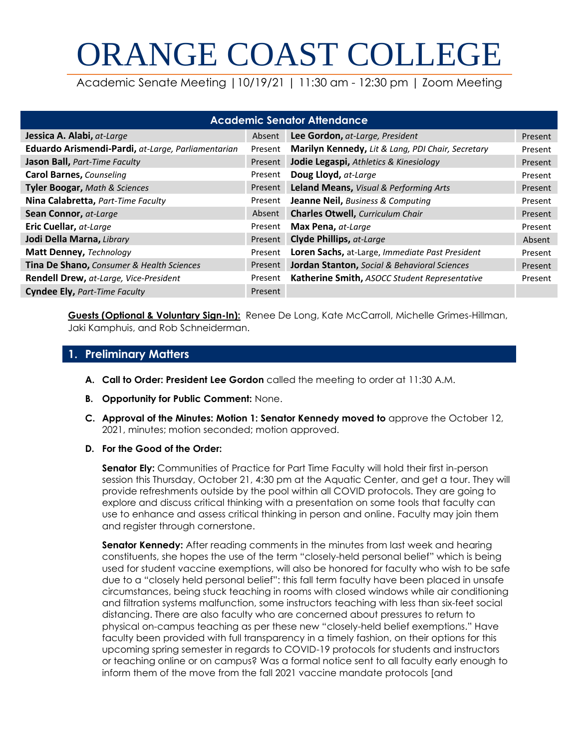# ORANGE COAST COLLEGE

Academic Senate Meeting | 10/19/21 | 11:30 am - 12:30 pm | Zoom Meeting

| Academic Senator Attendance | | | |
|---|---|---|---|
| **Jessica A. Alabi,** *at-Large* | Absent | **Lee Gordon,** *at-Large, President* | Present |
| **Eduardo Arismendi-Pardi,** *at-Large, Parliamentarian* | Present | **Marilyn Kennedy,** *Lit & Lang, PDI Chair, Secretary* | Present |
| **Jason Ball,** *Part-Time Faculty* | Present | **Jodie Legaspi,** *Athletics & Kinesiology* | Present |
| **Carol Barnes,** *Counseling* | Present | **Doug Lloyd,** *at-Large* | Present |
| **Tyler Boogar,** *Math & Sciences* | Present | **Leland Means,** *Visual & Performing Arts* | Present |
| **Nina Calabretta,** *Part-Time Faculty* | Present | **Jeanne Neil,** *Business & Computing* | Present |
| **Sean Connor,** *at-Large* | Absent | **Charles Otwell,** *Curriculum Chair* | Present |
| **Eric Cuellar,** *at-Large* | Present | **Max Pena,** *at-Large* | Present |
| **Jodi Della Marna,** *Library* | Present | **Clyde Phillips,** *at-Large* | Absent |
| **Matt Denney,** *Technology* | Present | **Loren Sachs,** at-Large, *Immediate Past President* | Present |
| **Tina De Shano,** *Consumer & Health Sciences* | Present | **Jordan Stanton,** *Social & Behavioral Sciences* | Present |
| **Rendell Drew,** *at-Large, Vice-President* | Present | **Katherine Smith,** *ASOCC Student Representative* | Present |
| **Cyndee Ely,** *Part-Time Faculty* | Present | | |

**Guests (Optional & Voluntary Sign-In):** Renee De Long, Kate McCarroll, Michelle Grimes-Hillman, Jaki Kamphuis, and Rob Schneiderman.

## 1. Preliminary Matters

**A. Call to Order: President Lee Gordon** called the meeting to order at 11:30 A.M.

**B. Opportunity for Public Comment:** None.

**C. Approval of the Minutes: Motion 1: Senator Kennedy moved to** approve the October 12, 2021, minutes; motion seconded; motion approved.

**D. For the Good of the Order:**

**Senator Ely:** Communities of Practice for Part Time Faculty will hold their first in-person session this Thursday, October 21, 4:30 pm at the Aquatic Center, and get a tour. They will provide refreshments outside by the pool within all COVID protocols. They are going to explore and discuss critical thinking with a presentation on some tools that faculty can use to enhance and assess critical thinking in person and online. Faculty may join them and register through cornerstone.

**Senator Kennedy:** After reading comments in the minutes from last week and hearing constituents, she hopes the use of the term "closely-held personal belief" which is being used for student vaccine exemptions, will also be honored for faculty who wish to be safe due to a "closely held personal belief": this fall term faculty have been placed in unsafe circumstances, being stuck teaching in rooms with closed windows while air conditioning and filtration systems malfunction, some instructors teaching with less than six-feet social distancing. There are also faculty who are concerned about pressures to return to physical on-campus teaching as per these new "closely-held belief exemptions." Have faculty been provided with full transparency in a timely fashion, on their options for this upcoming spring semester in regards to COVID-19 protocols for students and instructors or teaching online or on campus? Was a formal notice sent to all faculty early enough to inform them of the move from the fall 2021 vaccine mandate protocols [and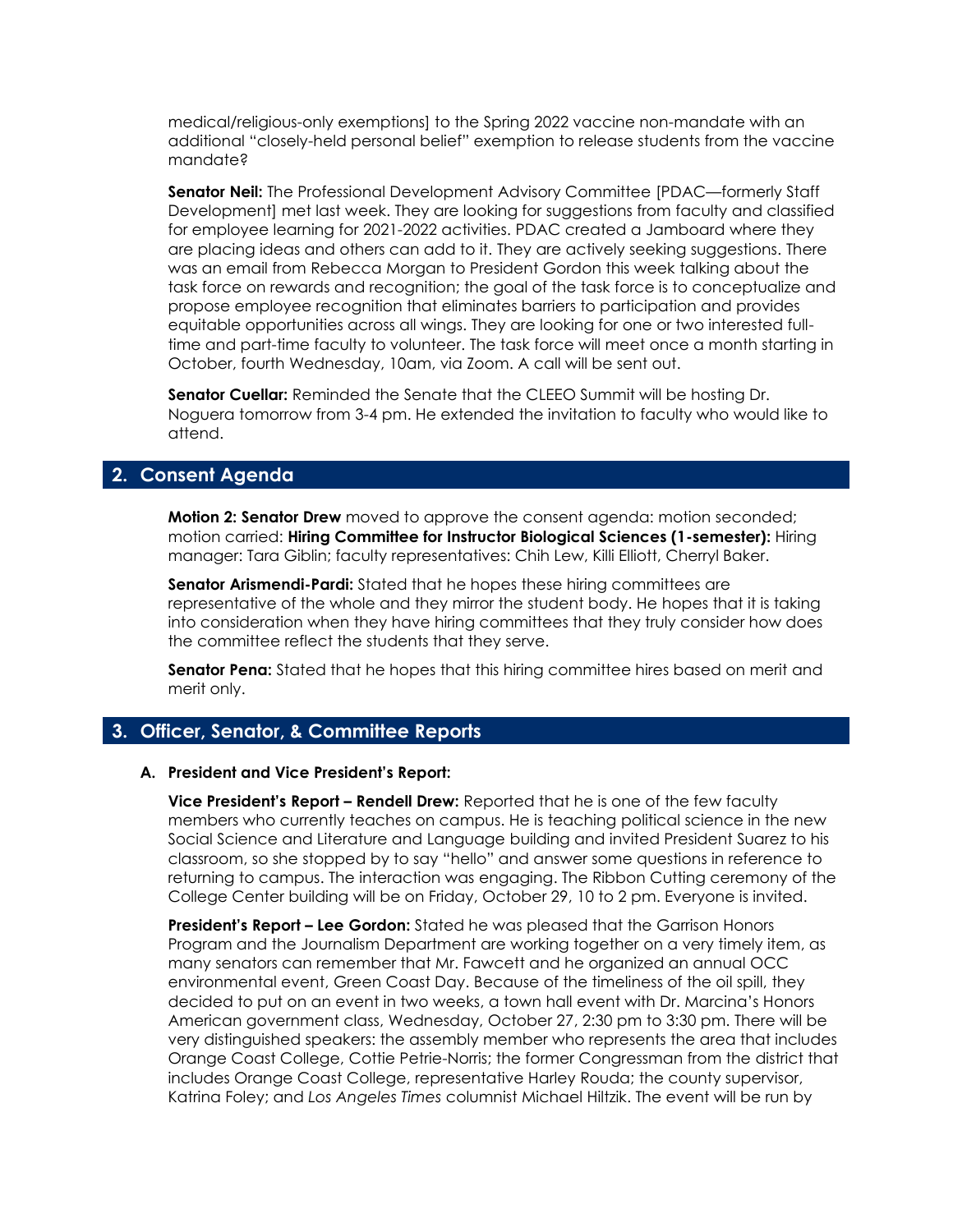medical/religious-only exemptions] to the Spring 2022 vaccine non-mandate with an additional "closely-held personal belief" exemption to release students from the vaccine mandate?

**Senator Neil:** The Professional Development Advisory Committee [PDAC—formerly Staff Development] met last week. They are looking for suggestions from faculty and classified for employee learning for 2021-2022 activities. PDAC created a Jamboard where they are placing ideas and others can add to it. They are actively seeking suggestions. There was an email from Rebecca Morgan to President Gordon this week talking about the task force on rewards and recognition; the goal of the task force is to conceptualize and propose employee recognition that eliminates barriers to participation and provides equitable opportunities across all wings. They are looking for one or two interested full-time and part-time faculty to volunteer. The task force will meet once a month starting in October, fourth Wednesday, 10am, via Zoom. A call will be sent out.

**Senator Cuellar:** Reminded the Senate that the CLEEO Summit will be hosting Dr. Noguera tomorrow from 3-4 pm. He extended the invitation to faculty who would like to attend.

## 2. Consent Agenda

**Motion 2: Senator Drew** moved to approve the consent agenda: motion seconded; motion carried: **Hiring Committee for Instructor Biological Sciences (1-semester):** Hiring manager: Tara Giblin; faculty representatives: Chih Lew, Killi Elliott, Cherryl Baker.

**Senator Arismendi-Pardi:** Stated that he hopes these hiring committees are representative of the whole and they mirror the student body. He hopes that it is taking into consideration when they have hiring committees that they truly consider how does the committee reflect the students that they serve.

**Senator Pena:** Stated that he hopes that this hiring committee hires based on merit and merit only.

## 3. Officer, Senator, & Committee Reports

### A. President and Vice President's Report:

**Vice President's Report – Rendell Drew:** Reported that he is one of the few faculty members who currently teaches on campus. He is teaching political science in the new Social Science and Literature and Language building and invited President Suarez to his classroom, so she stopped by to say "hello" and answer some questions in reference to returning to campus. The interaction was engaging. The Ribbon Cutting ceremony of the College Center building will be on Friday, October 29, 10 to 2 pm. Everyone is invited.

**President's Report – Lee Gordon:** Stated he was pleased that the Garrison Honors Program and the Journalism Department are working together on a very timely item, as many senators can remember that Mr. Fawcett and he organized an annual OCC environmental event, Green Coast Day. Because of the timeliness of the oil spill, they decided to put on an event in two weeks, a town hall event with Dr. Marcina's Honors American government class, Wednesday, October 27, 2:30 pm to 3:30 pm. There will be very distinguished speakers: the assembly member who represents the area that includes Orange Coast College, Cottie Petrie-Norris; the former Congressman from the district that includes Orange Coast College, representative Harley Rouda; the county supervisor, Katrina Foley; and *Los Angeles Times* columnist Michael Hiltzik. The event will be run by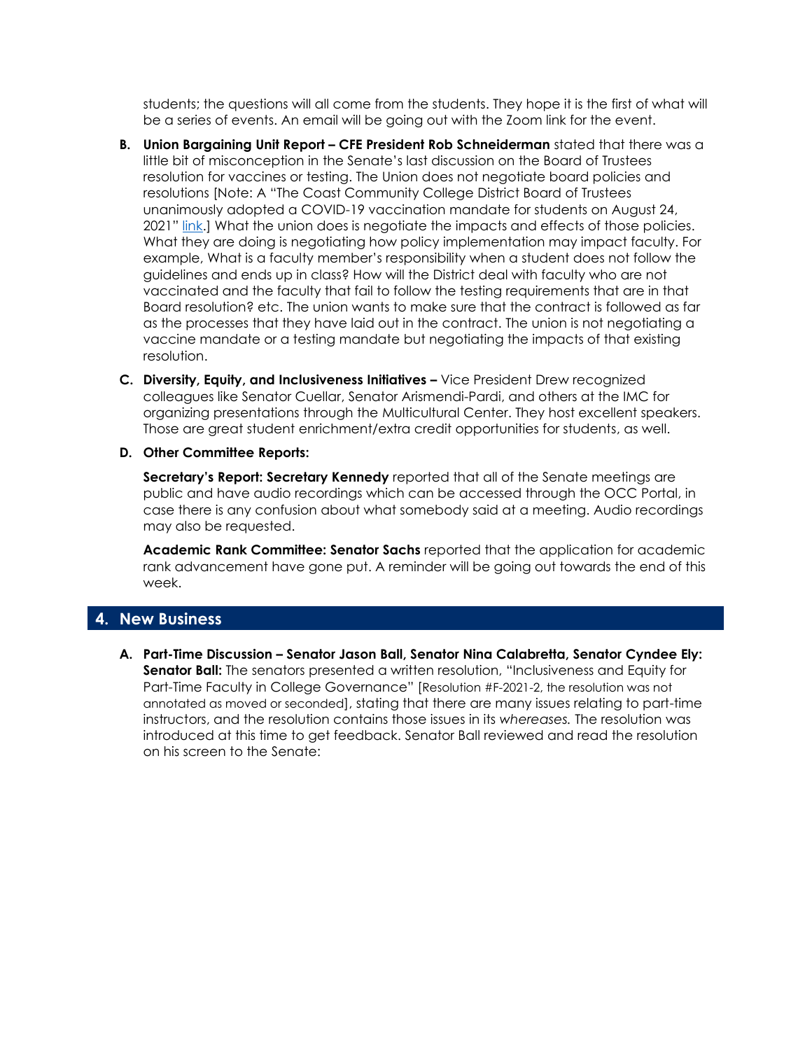students; the questions will all come from the students. They hope it is the first of what will be a series of events. An email will be going out with the Zoom link for the event.

**B. Union Bargaining Unit Report – CFE President Rob Schneiderman** stated that there was a little bit of misconception in the Senate's last discussion on the Board of Trustees resolution for vaccines or testing. The Union does not negotiate board policies and resolutions [Note: A "The Coast Community College District Board of Trustees unanimously adopted a COVID-19 vaccination mandate for students on August 24, 2021" link.] What the union does is negotiate the impacts and effects of those policies. What they are doing is negotiating how policy implementation may impact faculty. For example, What is a faculty member's responsibility when a student does not follow the guidelines and ends up in class? How will the District deal with faculty who are not vaccinated and the faculty that fail to follow the testing requirements that are in that Board resolution? etc. The union wants to make sure that the contract is followed as far as the processes that they have laid out in the contract. The union is not negotiating a vaccine mandate or a testing mandate but negotiating the impacts of that existing resolution.

**C. Diversity, Equity, and Inclusiveness Initiatives –** Vice President Drew recognized colleagues like Senator Cuellar, Senator Arismendi-Pardi, and others at the IMC for organizing presentations through the Multicultural Center. They host excellent speakers. Those are great student enrichment/extra credit opportunities for students, as well.

**D. Other Committee Reports:**

**Secretary's Report: Secretary Kennedy** reported that all of the Senate meetings are public and have audio recordings which can be accessed through the OCC Portal, in case there is any confusion about what somebody said at a meeting. Audio recordings may also be requested.

**Academic Rank Committee: Senator Sachs** reported that the application for academic rank advancement have gone put. A reminder will be going out towards the end of this week.

## 4. New Business

**A. Part-Time Discussion – Senator Jason Ball, Senator Nina Calabretta, Senator Cyndee Ely: Senator Ball:** The senators presented a written resolution, "Inclusiveness and Equity for Part-Time Faculty in College Governance" [Resolution #F-2021-2, the resolution was not annotated as moved or seconded], stating that there are many issues relating to part-time instructors, and the resolution contains those issues in its *whereases.* The resolution was introduced at this time to get feedback. Senator Ball reviewed and read the resolution on his screen to the Senate: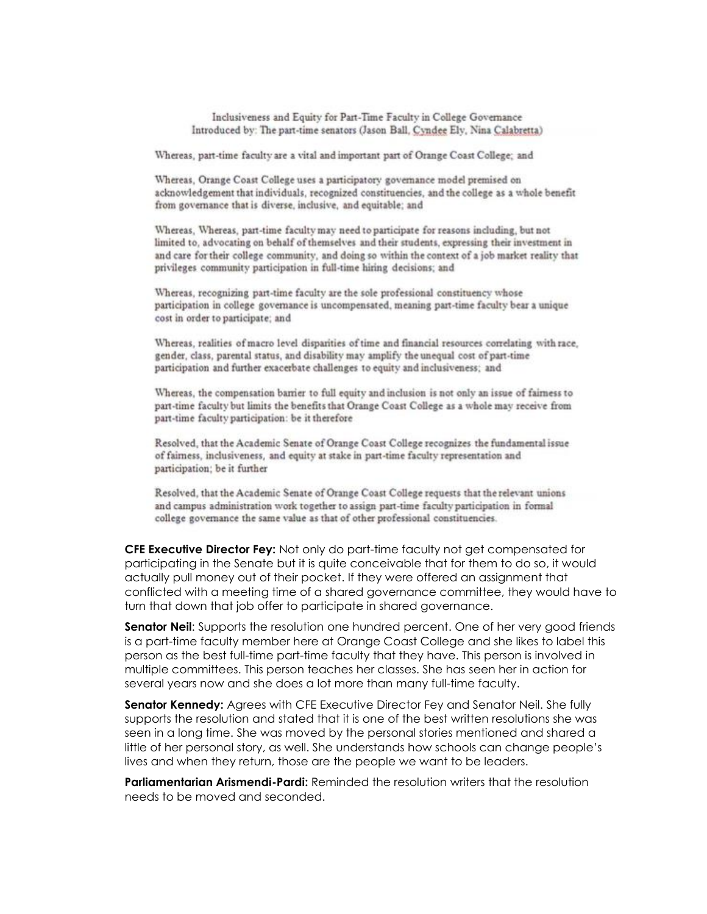Inclusiveness and Equity for Part-Time Faculty in College Governance
Introduced by: The part-time senators (Jason Ball, Cyndee Ely, Nina Calabretta)

Whereas, part-time faculty are a vital and important part of Orange Coast College; and

Whereas, Orange Coast College uses a participatory governance model premised on acknowledgement that individuals, recognized constituencies, and the college as a whole benefit from governance that is diverse, inclusive, and equitable; and

Whereas, Whereas, part-time faculty may need to participate for reasons including, but not limited to, advocating on behalf of themselves and their students, expressing their investment in and care for their college community, and doing so within the context of a job market reality that privileges community participation in full-time hiring decisions; and

Whereas, recognizing part-time faculty are the sole professional constituency whose participation in college governance is uncompensated, meaning part-time faculty bear a unique cost in order to participate; and

Whereas, realities of macro level disparities of time and financial resources correlating with race, gender, class, parental status, and disability may amplify the unequal cost of part-time participation and further exacerbate challenges to equity and inclusiveness; and

Whereas, the compensation barrier to full equity and inclusion is not only an issue of fairness to part-time faculty but limits the benefits that Orange Coast College as a whole may receive from part-time faculty participation: be it therefore

Resolved, that the Academic Senate of Orange Coast College recognizes the fundamental issue of fairness, inclusiveness, and equity at stake in part-time faculty representation and participation; be it further

Resolved, that the Academic Senate of Orange Coast College requests that the relevant unions and campus administration work together to assign part-time faculty participation in formal college governance the same value as that of other professional constituencies.

**CFE Executive Director Fey:** Not only do part-time faculty not get compensated for participating in the Senate but it is quite conceivable that for them to do so, it would actually pull money out of their pocket. If they were offered an assignment that conflicted with a meeting time of a shared governance committee, they would have to turn that down that job offer to participate in shared governance.

**Senator Neil**: Supports the resolution one hundred percent. One of her very good friends is a part-time faculty member here at Orange Coast College and she likes to label this person as the best full-time part-time faculty that they have. This person is involved in multiple committees. This person teaches her classes. She has seen her in action for several years now and she does a lot more than many full-time faculty.

**Senator Kennedy:** Agrees with CFE Executive Director Fey and Senator Neil. She fully supports the resolution and stated that it is one of the best written resolutions she was seen in a long time. She was moved by the personal stories mentioned and shared a little of her personal story, as well. She understands how schools can change people's lives and when they return, those are the people we want to be leaders.

**Parliamentarian Arismendi-Pardi:** Reminded the resolution writers that the resolution needs to be moved and seconded.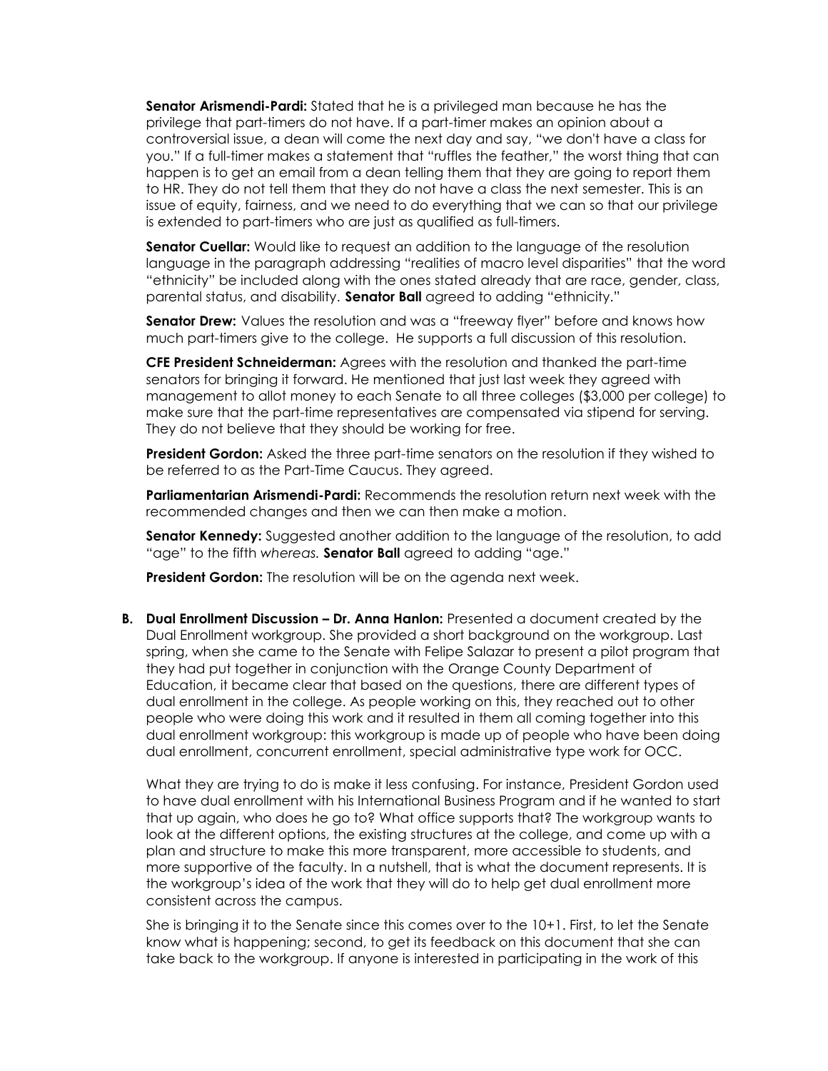**Senator Arismendi-Pardi:** Stated that he is a privileged man because he has the privilege that part-timers do not have. If a part-timer makes an opinion about a controversial issue, a dean will come the next day and say, "we don't have a class for you." If a full-timer makes a statement that "ruffles the feather," the worst thing that can happen is to get an email from a dean telling them that they are going to report them to HR. They do not tell them that they do not have a class the next semester. This is an issue of equity, fairness, and we need to do everything that we can so that our privilege is extended to part-timers who are just as qualified as full-timers.

**Senator Cuellar:** Would like to request an addition to the language of the resolution language in the paragraph addressing "realities of macro level disparities" that the word "ethnicity" be included along with the ones stated already that are race, gender, class, parental status, and disability. **Senator Ball** agreed to adding "ethnicity."

**Senator Drew:** Values the resolution and was a "freeway flyer" before and knows how much part-timers give to the college. He supports a full discussion of this resolution.

**CFE President Schneiderman:** Agrees with the resolution and thanked the part-time senators for bringing it forward. He mentioned that just last week they agreed with management to allot money to each Senate to all three colleges ($3,000 per college) to make sure that the part-time representatives are compensated via stipend for serving. They do not believe that they should be working for free.

**President Gordon:** Asked the three part-time senators on the resolution if they wished to be referred to as the Part-Time Caucus. They agreed.

**Parliamentarian Arismendi-Pardi:** Recommends the resolution return next week with the recommended changes and then we can then make a motion.

**Senator Kennedy:** Suggested another addition to the language of the resolution, to add "age" to the fifth *whereas.* **Senator Ball** agreed to adding "age."

**President Gordon:** The resolution will be on the agenda next week.

**B. Dual Enrollment Discussion – Dr. Anna Hanlon:** Presented a document created by the Dual Enrollment workgroup. She provided a short background on the workgroup. Last spring, when she came to the Senate with Felipe Salazar to present a pilot program that they had put together in conjunction with the Orange County Department of Education, it became clear that based on the questions, there are different types of dual enrollment in the college. As people working on this, they reached out to other people who were doing this work and it resulted in them all coming together into this dual enrollment workgroup: this workgroup is made up of people who have been doing dual enrollment, concurrent enrollment, special administrative type work for OCC.

What they are trying to do is make it less confusing. For instance, President Gordon used to have dual enrollment with his International Business Program and if he wanted to start that up again, who does he go to? What office supports that? The workgroup wants to look at the different options, the existing structures at the college, and come up with a plan and structure to make this more transparent, more accessible to students, and more supportive of the faculty. In a nutshell, that is what the document represents. It is the workgroup's idea of the work that they will do to help get dual enrollment more consistent across the campus.

She is bringing it to the Senate since this comes over to the 10+1. First, to let the Senate know what is happening; second, to get its feedback on this document that she can take back to the workgroup. If anyone is interested in participating in the work of this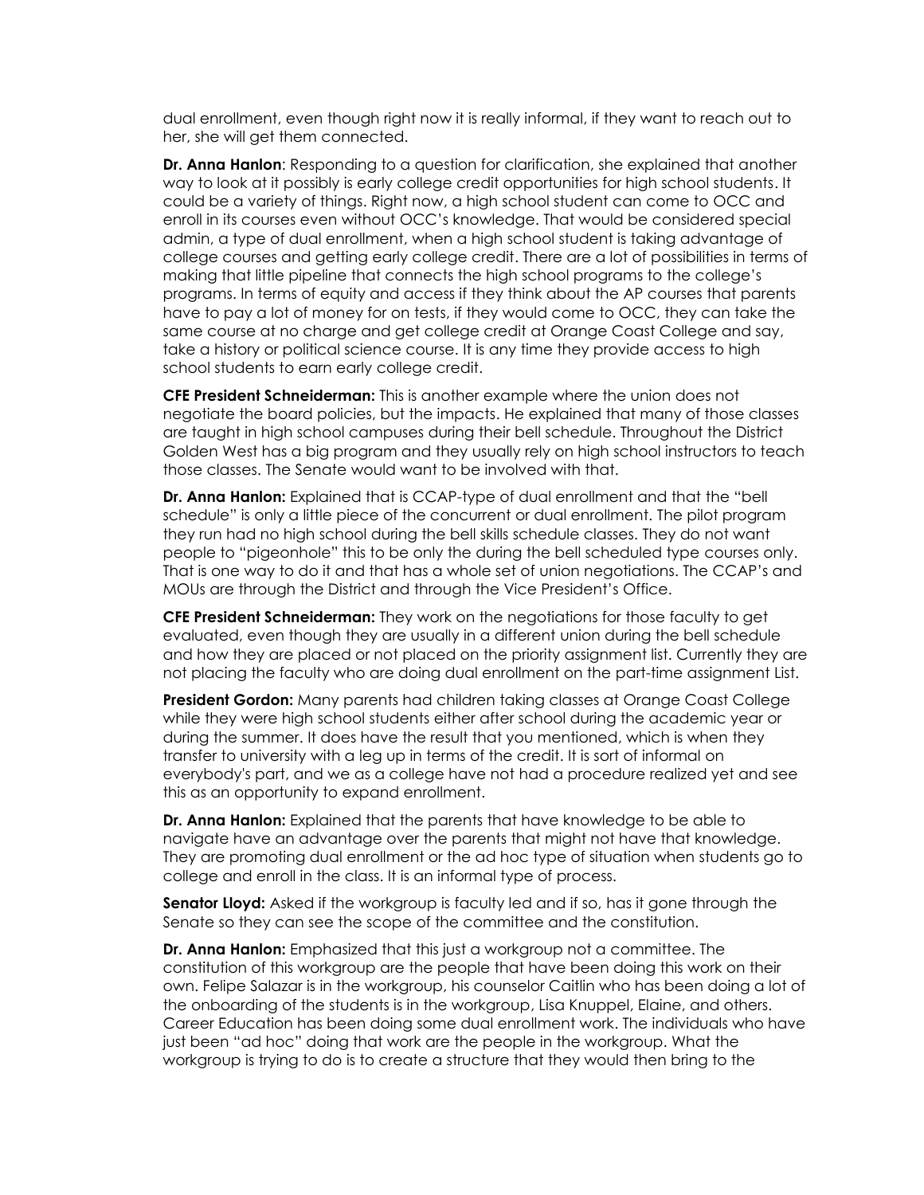dual enrollment, even though right now it is really informal, if they want to reach out to her, she will get them connected.

**Dr. Anna Hanlon**: Responding to a question for clarification, she explained that another way to look at it possibly is early college credit opportunities for high school students. It could be a variety of things. Right now, a high school student can come to OCC and enroll in its courses even without OCC's knowledge. That would be considered special admin, a type of dual enrollment, when a high school student is taking advantage of college courses and getting early college credit. There are a lot of possibilities in terms of making that little pipeline that connects the high school programs to the college's programs. In terms of equity and access if they think about the AP courses that parents have to pay a lot of money for on tests, if they would come to OCC, they can take the same course at no charge and get college credit at Orange Coast College and say, take a history or political science course. It is any time they provide access to high school students to earn early college credit.

**CFE President Schneiderman:** This is another example where the union does not negotiate the board policies, but the impacts. He explained that many of those classes are taught in high school campuses during their bell schedule. Throughout the District Golden West has a big program and they usually rely on high school instructors to teach those classes. The Senate would want to be involved with that.

**Dr. Anna Hanlon:** Explained that is CCAP-type of dual enrollment and that the "bell schedule" is only a little piece of the concurrent or dual enrollment. The pilot program they run had no high school during the bell skills schedule classes. They do not want people to "pigeonhole" this to be only the during the bell scheduled type courses only. That is one way to do it and that has a whole set of union negotiations. The CCAP's and MOUs are through the District and through the Vice President's Office.

**CFE President Schneiderman:** They work on the negotiations for those faculty to get evaluated, even though they are usually in a different union during the bell schedule and how they are placed or not placed on the priority assignment list. Currently they are not placing the faculty who are doing dual enrollment on the part-time assignment List.

**President Gordon:** Many parents had children taking classes at Orange Coast College while they were high school students either after school during the academic year or during the summer. It does have the result that you mentioned, which is when they transfer to university with a leg up in terms of the credit. It is sort of informal on everybody's part, and we as a college have not had a procedure realized yet and see this as an opportunity to expand enrollment.

**Dr. Anna Hanlon:** Explained that the parents that have knowledge to be able to navigate have an advantage over the parents that might not have that knowledge. They are promoting dual enrollment or the ad hoc type of situation when students go to college and enroll in the class. It is an informal type of process.

**Senator Lloyd:** Asked if the workgroup is faculty led and if so, has it gone through the Senate so they can see the scope of the committee and the constitution.

**Dr. Anna Hanlon:** Emphasized that this just a workgroup not a committee. The constitution of this workgroup are the people that have been doing this work on their own. Felipe Salazar is in the workgroup, his counselor Caitlin who has been doing a lot of the onboarding of the students is in the workgroup, Lisa Knuppel, Elaine, and others. Career Education has been doing some dual enrollment work. The individuals who have just been "ad hoc" doing that work are the people in the workgroup. What the workgroup is trying to do is to create a structure that they would then bring to the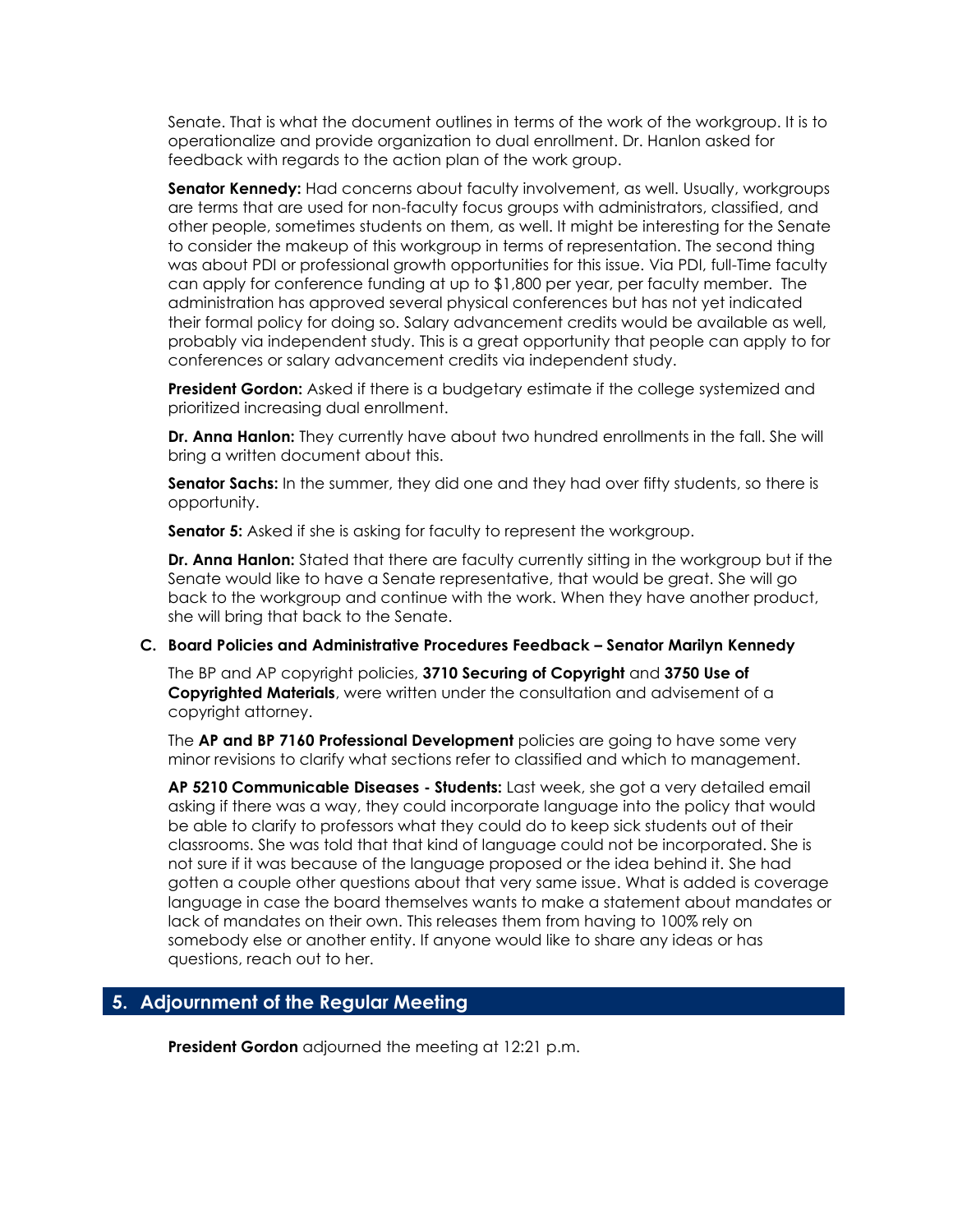Senate. That is what the document outlines in terms of the work of the workgroup. It is to operationalize and provide organization to dual enrollment. Dr. Hanlon asked for feedback with regards to the action plan of the work group.

**Senator Kennedy:** Had concerns about faculty involvement, as well. Usually, workgroups are terms that are used for non-faculty focus groups with administrators, classified, and other people, sometimes students on them, as well. It might be interesting for the Senate to consider the makeup of this workgroup in terms of representation. The second thing was about PDI or professional growth opportunities for this issue. Via PDI, full-Time faculty can apply for conference funding at up to $1,800 per year, per faculty member. The administration has approved several physical conferences but has not yet indicated their formal policy for doing so. Salary advancement credits would be available as well, probably via independent study. This is a great opportunity that people can apply to for conferences or salary advancement credits via independent study.

**President Gordon:** Asked if there is a budgetary estimate if the college systemized and prioritized increasing dual enrollment.

**Dr. Anna Hanlon:** They currently have about two hundred enrollments in the fall. She will bring a written document about this.

**Senator Sachs:** In the summer, they did one and they had over fifty students, so there is opportunity.

**Senator 5:** Asked if she is asking for faculty to represent the workgroup.

**Dr. Anna Hanlon:** Stated that there are faculty currently sitting in the workgroup but if the Senate would like to have a Senate representative, that would be great. She will go back to the workgroup and continue with the work. When they have another product, she will bring that back to the Senate.

**C. Board Policies and Administrative Procedures Feedback – Senator Marilyn Kennedy**

The BP and AP copyright policies, **3710 Securing of Copyright** and **3750 Use of Copyrighted Materials**, were written under the consultation and advisement of a copyright attorney.

The **AP and BP 7160 Professional Development** policies are going to have some very minor revisions to clarify what sections refer to classified and which to management.

**AP 5210 Communicable Diseases - Students:** Last week, she got a very detailed email asking if there was a way, they could incorporate language into the policy that would be able to clarify to professors what they could do to keep sick students out of their classrooms. She was told that that kind of language could not be incorporated. She is not sure if it was because of the language proposed or the idea behind it. She had gotten a couple other questions about that very same issue. What is added is coverage language in case the board themselves wants to make a statement about mandates or lack of mandates on their own. This releases them from having to 100% rely on somebody else or another entity. If anyone would like to share any ideas or has questions, reach out to her.

## 5. Adjournment of the Regular Meeting

**President Gordon** adjourned the meeting at 12:21 p.m.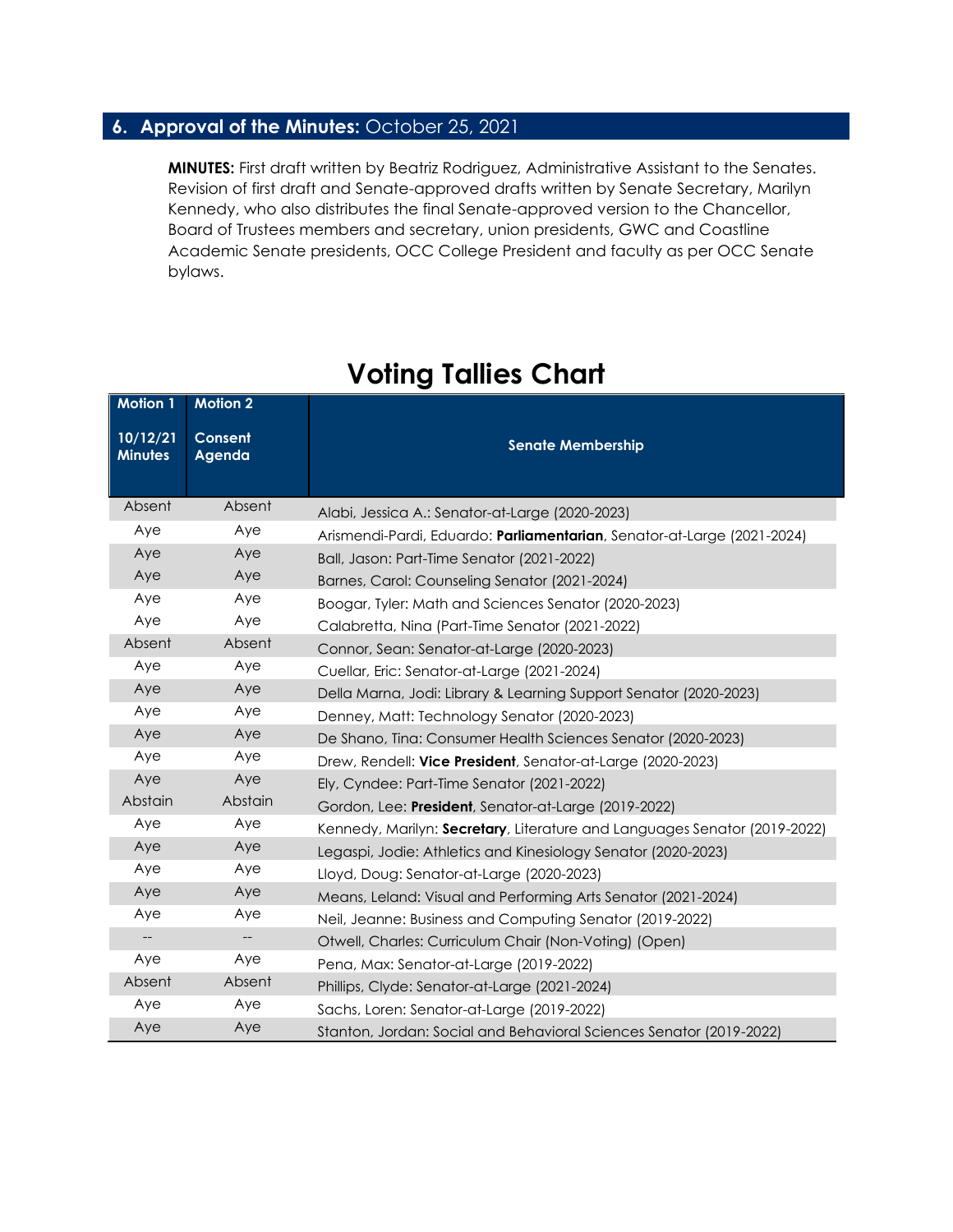## 6. Approval of the Minutes: October 25, 2021

**MINUTES:** First draft written by Beatriz Rodriguez, Administrative Assistant to the Senates. Revision of first draft and Senate-approved drafts written by Senate Secretary, Marilyn Kennedy, who also distributes the final Senate-approved version to the Chancellor, Board of Trustees members and secretary, union presidents, GWC and Coastline Academic Senate presidents, OCC College President and faculty as per OCC Senate bylaws.

# Voting Tallies Chart

| Motion 1<br><br>10/12/21 Minutes | Motion 2<br><br>Consent Agenda | Senate Membership |
|---|---|---|
| Absent | Absent | Alabi, Jessica A.: Senator-at-Large (2020-2023) |
| Aye | Aye | Arismendi-Pardi, Eduardo: **Parliamentarian**, Senator-at-Large (2021-2024) |
| Aye | Aye | Ball, Jason: Part-Time Senator (2021-2022) |
| Aye | Aye | Barnes, Carol: Counseling Senator (2021-2024) |
| Aye | Aye | Boogar, Tyler: Math and Sciences Senator (2020-2023) |
| Aye | Aye | Calabretta, Nina (Part-Time Senator (2021-2022) |
| Absent | Absent | Connor, Sean: Senator-at-Large (2020-2023) |
| Aye | Aye | Cuellar, Eric: Senator-at-Large (2021-2024) |
| Aye | Aye | Della Marna, Jodi: Library & Learning Support Senator (2020-2023) |
| Aye | Aye | Denney, Matt: Technology Senator (2020-2023) |
| Aye | Aye | De Shano, Tina: Consumer Health Sciences Senator (2020-2023) |
| Aye | Aye | Drew, Rendell: **Vice President**, Senator-at-Large (2020-2023) |
| Aye | Aye | Ely, Cyndee: Part-Time Senator (2021-2022) |
| Abstain | Abstain | Gordon, Lee: **President**, Senator-at-Large (2019-2022) |
| Aye | Aye | Kennedy, Marilyn: **Secretary**, Literature and Languages Senator (2019-2022) |
| Aye | Aye | Legaspi, Jodie: Athletics and Kinesiology Senator (2020-2023) |
| Aye | Aye | Lloyd, Doug: Senator-at-Large (2020-2023) |
| Aye | Aye | Means, Leland: Visual and Performing Arts Senator (2021-2024) |
| Aye | Aye | Neil, Jeanne: Business and Computing Senator (2019-2022) |
| -- | -- | Otwell, Charles: Curriculum Chair (Non-Voting) (Open) |
| Aye | Aye | Pena, Max: Senator-at-Large (2019-2022) |
| Absent | Absent | Phillips, Clyde: Senator-at-Large (2021-2024) |
| Aye | Aye | Sachs, Loren: Senator-at-Large (2019-2022) |
| Aye | Aye | Stanton, Jordan: Social and Behavioral Sciences Senator (2019-2022) |